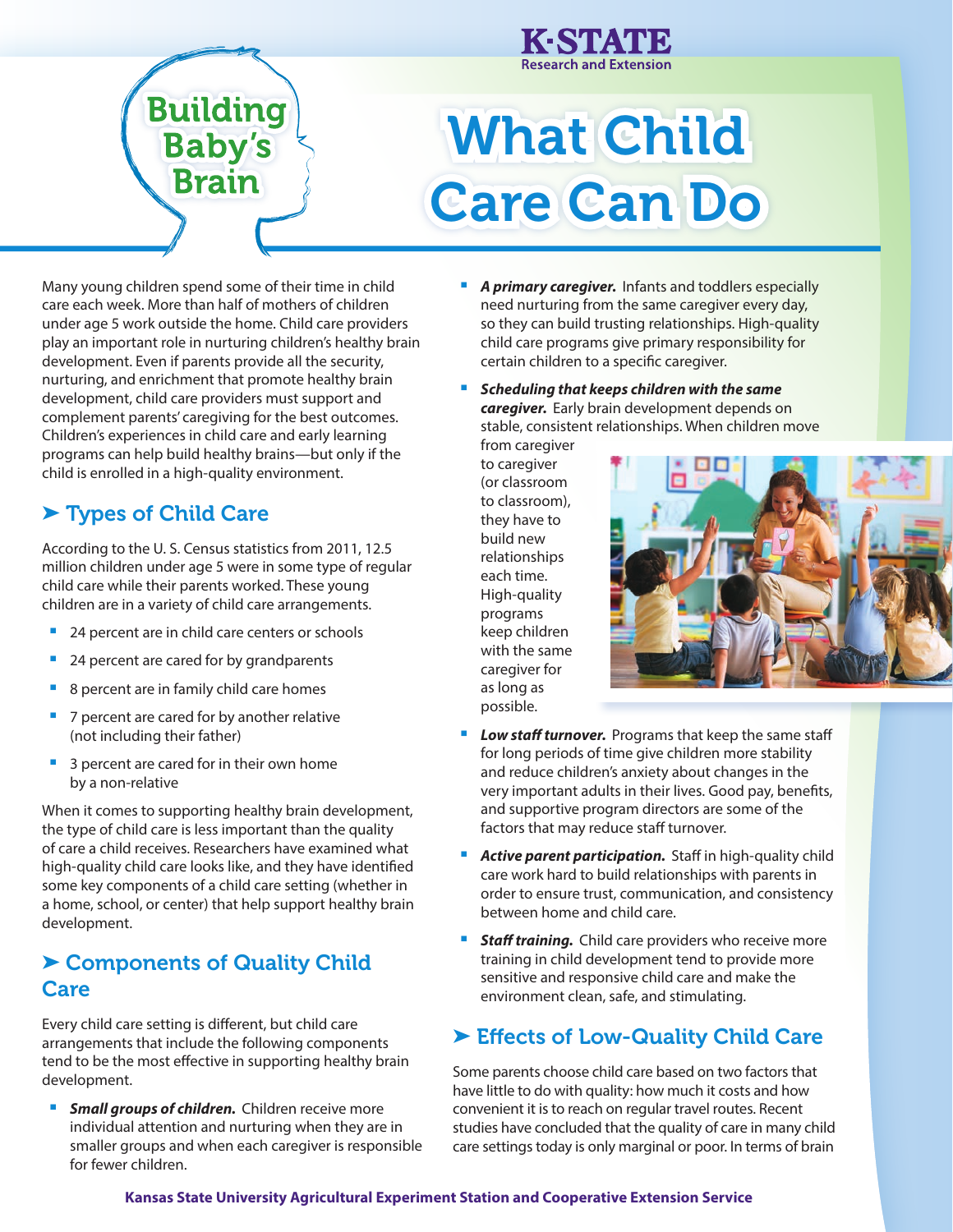K-STATE Research and Extension

Building Baby's Brain

# What Child Care Can Do

Many young children spend some of their time in child care each week. More than half of mothers of children under age 5 work outside the home. Child care providers play an important role in nurturing children's healthy brain development. Even if parents provide all the security, nurturing, and enrichment that promote healthy brain development, child care providers must support and complement parents' caregiving for the best outcomes. Children's experiences in child care and early learning programs can help build healthy brains—but only if the child is enrolled in a high-quality environment.

## ➤ Types of Child Care

According to the U. S. Census statistics from 2011, 12.5 million children under age 5 were in some type of regular child care while their parents worked. These young children are in a variety of child care arrangements.

- 24 percent are in child care centers or schools
- 24 percent are cared for by grandparents
- 8 percent are in family child care homes
- 7 percent are cared for by another relative (not including their father)
- 3 percent are cared for in their own home by a non-relative

When it comes to supporting healthy brain development, the type of child care is less important than the quality of care a child receives. Researchers have examined what high-quality child care looks like, and they have identified some key components of a child care setting (whether in a home, school, or center) that help support healthy brain development.

## ➤ Components of Quality Child Care

Every child care setting is different, but child care arrangements that include the following components tend to be the most effective in supporting healthy brain development.

- ***Small groups of children.*** Children receive more individual attention and nurturing when they are in smaller groups and when each caregiver is responsible for fewer children.
- ***A primary caregiver.*** Infants and toddlers especially need nurturing from the same caregiver every day, so they can build trusting relationships. High-quality child care programs give primary responsibility for certain children to a specific caregiver.
- ***Scheduling that keeps children with the same caregiver.*** Early brain development depends on stable, consistent relationships. When children move from caregiver to caregiver (or classroom to classroom), they have to build new relationships each time. High-quality programs keep children with the same caregiver for as long as possible.
- ***Low staff turnover.*** Programs that keep the same staff for long periods of time give children more stability and reduce children's anxiety about changes in the very important adults in their lives. Good pay, benefits, and supportive program directors are some of the factors that may reduce staff turnover.
- ***Active parent participation.*** Staff in high-quality child care work hard to build relationships with parents in order to ensure trust, communication, and consistency between home and child care.
- ***Staff training.*** Child care providers who receive more training in child development tend to provide more sensitive and responsive child care and make the environment clean, safe, and stimulating.

## ➤ Effects of Low-Quality Child Care

Some parents choose child care based on two factors that have little to do with quality: how much it costs and how convenient it is to reach on regular travel routes. Recent studies have concluded that the quality of care in many child care settings today is only marginal or poor. In terms of brain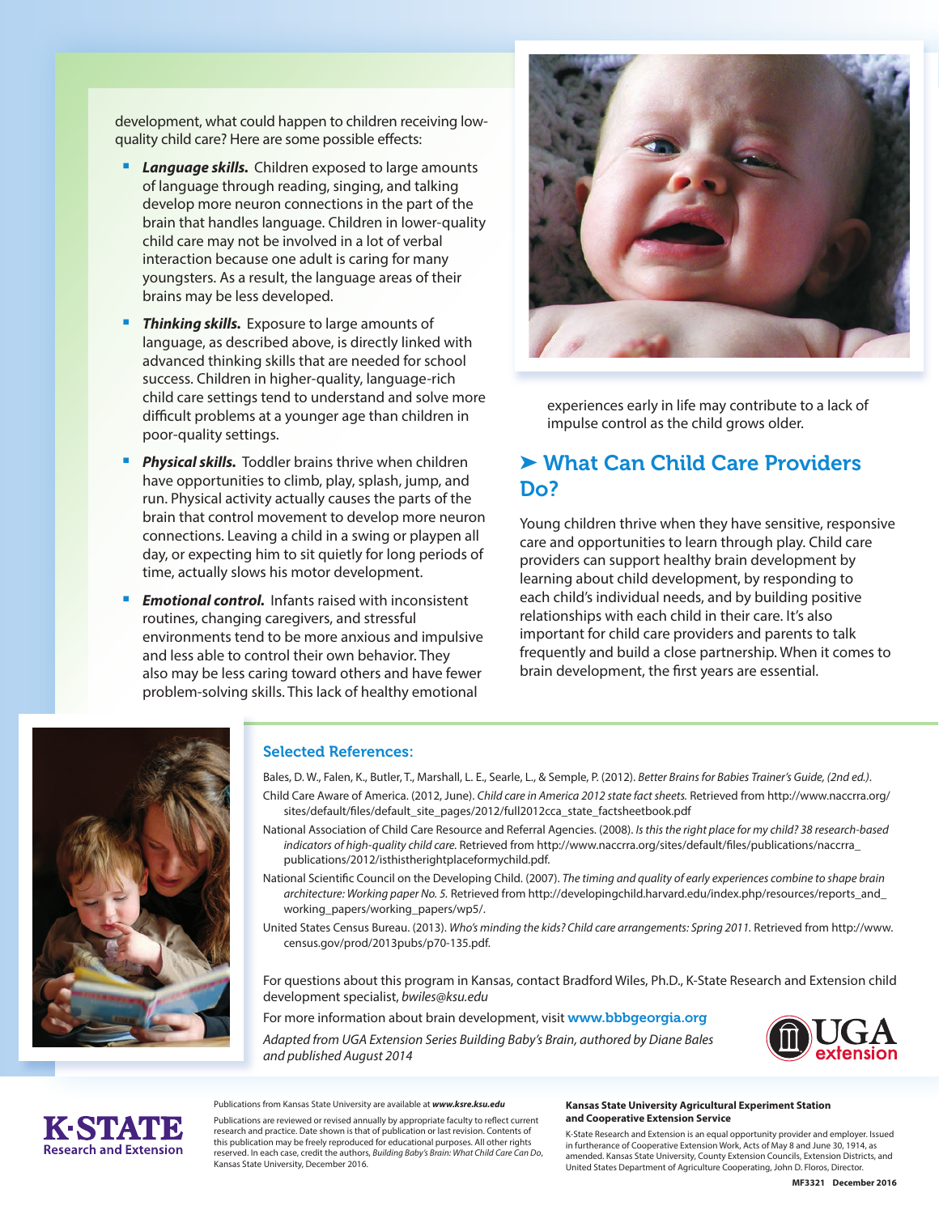development, what could happen to children receiving low-quality child care? Here are some possible effects:

- ***Language skills.*** Children exposed to large amounts of language through reading, singing, and talking develop more neuron connections in the part of the brain that handles language. Children in lower-quality child care may not be involved in a lot of verbal interaction because one adult is caring for many youngsters. As a result, the language areas of their brains may be less developed.
- ***Thinking skills.*** Exposure to large amounts of language, as described above, is directly linked with advanced thinking skills that are needed for school success. Children in higher-quality, language-rich child care settings tend to understand and solve more difficult problems at a younger age than children in poor-quality settings.
- ***Physical skills.*** Toddler brains thrive when children have opportunities to climb, play, splash, jump, and run. Physical activity actually causes the parts of the brain that control movement to develop more neuron connections. Leaving a child in a swing or playpen all day, or expecting him to sit quietly for long periods of time, actually slows his motor development.
- ***Emotional control.*** Infants raised with inconsistent routines, changing caregivers, and stressful environments tend to be more anxious and impulsive and less able to control their own behavior. They also may be less caring toward others and have fewer problem-solving skills. This lack of healthy emotional experiences early in life may contribute to a lack of impulse control as the child grows older.

## ➤ What Can Child Care Providers Do?

Young children thrive when they have sensitive, responsive care and opportunities to learn through play. Child care providers can support healthy brain development by learning about child development, by responding to each child's individual needs, and by building positive relationships with each child in their care. It's also important for child care providers and parents to talk frequently and build a close partnership. When it comes to brain development, the first years are essential.

### Selected References:

Bales, D. W., Falen, K., Butler, T., Marshall, L. E., Searle, L., & Semple, P. (2012). *Better Brains for Babies Trainer's Guide, (2nd ed.)*.

Child Care Aware of America. (2012, June). *Child care in America 2012 state fact sheets.* Retrieved from http://www.naccrra.org/sites/default/files/default_site_pages/2012/full2012cca_state_factsheetbook.pdf

National Association of Child Care Resource and Referral Agencies. (2008). *Is this the right place for my child? 38 research-based indicators of high-quality child care.* Retrieved from http://www.naccrra.org/sites/default/files/publications/naccrra_publications/2012/isthistherightplaceformychild.pdf.

National Scientific Council on the Developing Child. (2007). *The timing and quality of early experiences combine to shape brain architecture: Working paper No. 5.* Retrieved from http://developingchild.harvard.edu/index.php/resources/reports_and_working_papers/working_papers/wp5/.

United States Census Bureau. (2013). *Who's minding the kids? Child care arrangements: Spring 2011.* Retrieved from http://www.census.gov/prod/2013pubs/p70-135.pdf.

For questions about this program in Kansas, contact Bradford Wiles, Ph.D., K-State Research and Extension child development specialist, *bwiles@ksu.edu*

For more information about brain development, visit **www.bbbgeorgia.org**

*Adapted from UGA Extension Series Building Baby's Brain, authored by Diane Bales and published August 2014*

UGA extension

K-STATE Research and Extension

Publications from Kansas State University are available at ***www.ksre.ksu.edu***

Publications are reviewed or revised annually by appropriate faculty to reflect current research and practice. Date shown is that of publication or last revision. Contents of this publication may be freely reproduced for educational purposes. All other rights reserved. In each case, credit the authors, *Building Baby's Brain: What Child Care Can Do*, Kansas State University, December 2016.

**Kansas State University Agricultural Experiment Station and Cooperative Extension Service**

K-State Research and Extension is an equal opportunity provider and employer. Issued in furtherance of Cooperative Extension Work, Acts of May 8 and June 30, 1914, as amended. Kansas State University, County Extension Councils, Extension Districts, and United States Department of Agriculture Cooperating, John D. Floros, Director.

**MF3321 December 2016**